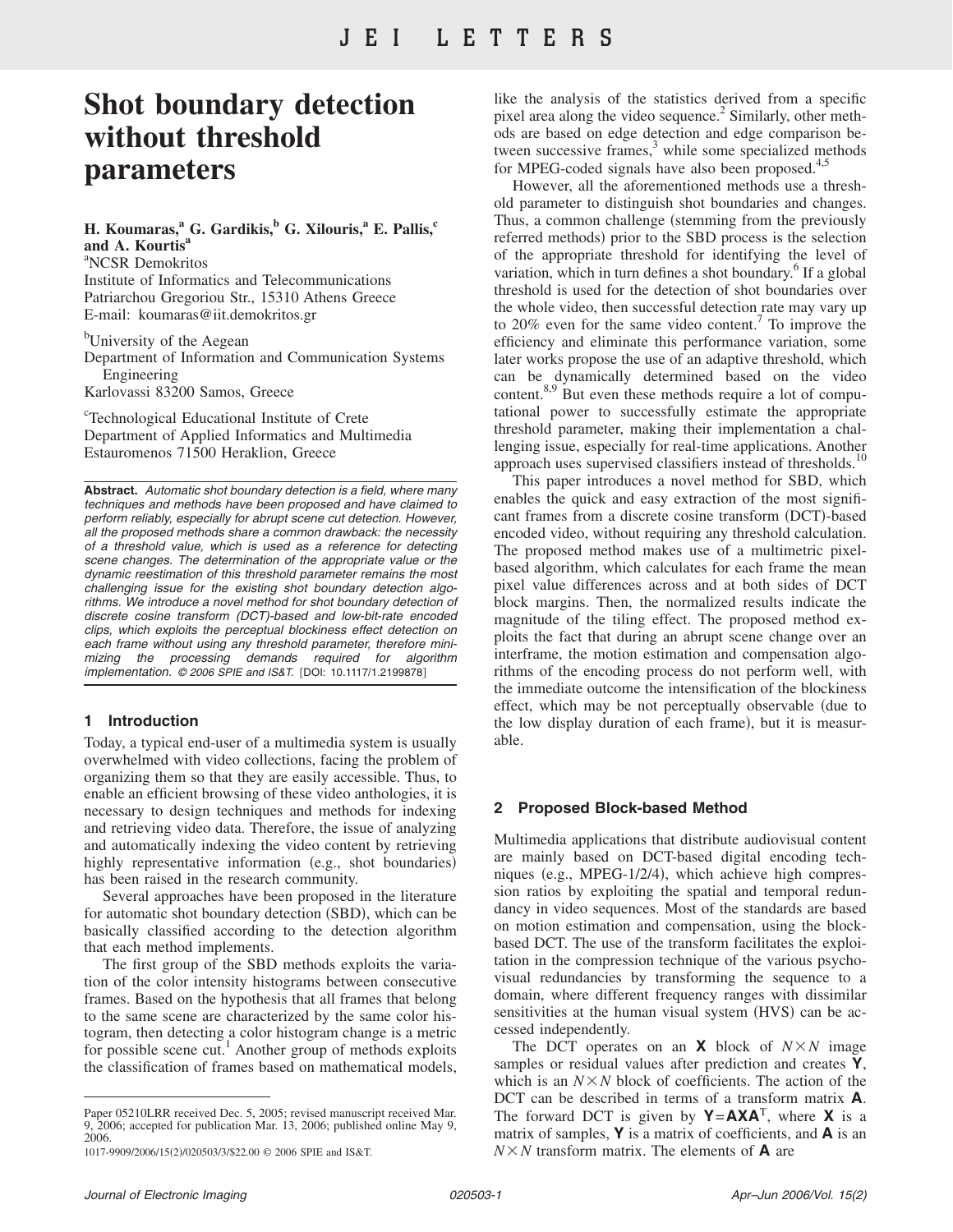# Shot boundary detection without threshold parameters

**H. Koumaras,[a] G. Gardikis,[b] G. Xilouris,[a] E. Pallis,[c] and A. Kourtis[a]**

[a]NCSR Demokritos
Institute of Informatics and Telecommunications
Patriarchou Gregoriou Str., 15310 Athens Greece
E-mail: koumaras@iit.demokritos.gr

[b]University of the Aegean
Department of Information and Communication Systems Engineering
Karlovassi 83200 Samos, Greece

[c]Technological Educational Institute of Crete
Department of Applied Informatics and Multimedia
Estauromenos 71500 Heraklion, Greece

**Abstract.** *Automatic shot boundary detection is a field, where many techniques and methods have been proposed and have claimed to perform reliably, especially for abrupt scene cut detection. However, all the proposed methods share a common drawback: the necessity of a threshold value, which is used as a reference for detecting scene changes. The determination of the appropriate value or the dynamic reestimation of this threshold parameter remains the most challenging issue for the existing shot boundary detection algorithms. We introduce a novel method for shot boundary detection of discrete cosine transform (DCT)-based and low-bit-rate encoded clips, which exploits the perceptual blockiness effect detection on each frame without using any threshold parameter, therefore minimizing the processing demands required for algorithm implementation. © 2006 SPIE and IS&T.* [DOI: 10.1117/1.2199878]

## 1 Introduction

Today, a typical end-user of a multimedia system is usually overwhelmed with video collections, facing the problem of organizing them so that they are easily accessible. Thus, to enable an efficient browsing of these video anthologies, it is necessary to design techniques and methods for indexing and retrieving video data. Therefore, the issue of analyzing and automatically indexing the video content by retrieving highly representative information (e.g., shot boundaries) has been raised in the research community.

Several approaches have been proposed in the literature for automatic shot boundary detection (SBD), which can be basically classified according to the detection algorithm that each method implements.

The first group of the SBD methods exploits the variation of the color intensity histograms between consecutive frames. Based on the hypothesis that all frames that belong to the same scene are characterized by the same color histogram, then detecting a color histogram change is a metric for possible scene cut.[1] Another group of methods exploits the classification of frames based on mathematical models, like the analysis of the statistics derived from a specific pixel area along the video sequence.[2] Similarly, other methods are based on edge detection and edge comparison between successive frames,[3] while some specialized methods for MPEG-coded signals have also been proposed.[4,5]

However, all the aforementioned methods use a threshold parameter to distinguish shot boundaries and changes. Thus, a common challenge (stemming from the previously referred methods) prior to the SBD process is the selection of the appropriate threshold for identifying the level of variation, which in turn defines a shot boundary.[6] If a global threshold is used for the detection of shot boundaries over the whole video, then successful detection rate may vary up to 20% even for the same video content.[7] To improve the efficiency and eliminate this performance variation, some later works propose the use of an adaptive threshold, which can be dynamically determined based on the video content.[8,9] But even these methods require a lot of computational power to successfully estimate the appropriate threshold parameter, making their implementation a challenging issue, especially for real-time applications. Another approach uses supervised classifiers instead of thresholds.[10]

This paper introduces a novel method for SBD, which enables the quick and easy extraction of the most significant frames from a discrete cosine transform (DCT)-based encoded video, without requiring any threshold calculation. The proposed method makes use of a multimetric pixel-based algorithm, which calculates for each frame the mean pixel value differences across and at both sides of DCT block margins. Then, the normalized results indicate the magnitude of the tiling effect. The proposed method exploits the fact that during an abrupt scene change over an interframe, the motion estimation and compensation algorithms of the encoding process do not perform well, with the immediate outcome the intensification of the blockiness effect, which may be not perceptually observable (due to the low display duration of each frame), but it is measurable.

## 2 Proposed Block-based Method

Multimedia applications that distribute audiovisual content are mainly based on DCT-based digital encoding techniques (e.g., MPEG-1/2/4), which achieve high compression ratios by exploiting the spatial and temporal redundancy in video sequences. Most of the standards are based on motion estimation and compensation, using the block-based DCT. The use of the transform facilitates the exploitation in the compression technique of the various psychovisual redundancies by transforming the sequence to a domain, where different frequency ranges with dissimilar sensitivities at the human visual system (HVS) can be accessed independently.

The DCT operates on an $\mathbf{X}$ block of $N \times N$ image samples or residual values after prediction and creates $\mathbf{Y}$, which is an $N \times N$ block of coefficients. The action of the DCT can be described in terms of a transform matrix $\mathbf{A}$. The forward DCT is given by $\mathbf{Y}=\mathbf{A}\mathbf{X}\mathbf{A}^{\mathrm{T}}$, where $\mathbf{X}$ is a matrix of samples, $\mathbf{Y}$ is a matrix of coefficients, and $\mathbf{A}$ is an $N \times N$ transform matrix. The elements of $\mathbf{A}$ are

Paper 05210LRR received Dec. 5, 2005; revised manuscript received Mar. 9, 2006; accepted for publication Mar. 13, 2006; published online May 9, 2006.
1017-9909/2006/15(2)/020503/3/$22.00 © 2006 SPIE and IS&T.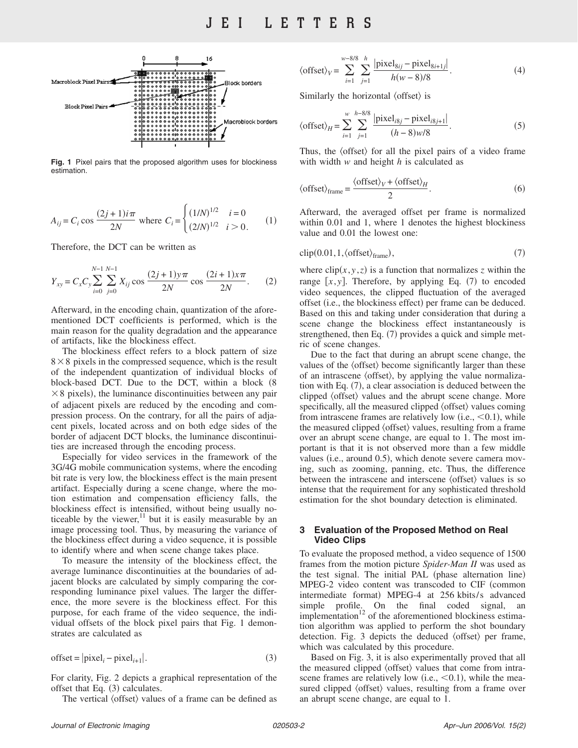**Fig. 1** Pixel pairs that the proposed algorithm uses for blockiness estimation.

$$A_{ij} = C_i \cos \frac{(2j+1)i\pi}{2N} \text{ where } C_i = \begin{cases} (1/N)^{1/2} & i=0 \\ (2/N)^{1/2} & i>0. \end{cases} \quad (1)$$

Therefore, the DCT can be written as

$$Y_{xy} = C_x C_y \sum_{i=0}^{N-1} \sum_{j=0}^{N-1} X_{ij} \cos \frac{(2j+1)y\pi}{2N} \cos \frac{(2i+1)x\pi}{2N}. \quad (2)$$

Afterward, in the encoding chain, quantization of the aforementioned DCT coefficients is performed, which is the main reason for the quality degradation and the appearance of artifacts, like the blockiness effect.

The blockiness effect refers to a block pattern of size $8 \times 8$ pixels in the compressed sequence, which is the result of the independent quantization of individual blocks of block-based DCT. Due to the DCT, within a block (8 $\times$ 8 pixels), the luminance discontinuities between any pair of adjacent pixels are reduced by the encoding and compression process. On the contrary, for all the pairs of adjacent pixels, located across and on both edge sides of the border of adjacent DCT blocks, the luminance discontinuities are increased through the encoding process.

Especially for video services in the framework of the 3G/4G mobile communication systems, where the encoding bit rate is very low, the blockiness effect is the main present artifact. Especially during a scene change, where the motion estimation and compensation efficiency falls, the blockiness effect is intensified, without being usually noticeable by the viewer,[11] but it is easily measurable by an image processing tool. Thus, by measuring the variance of the blockiness effect during a video sequence, it is possible to identify where and when scene change takes place.

To measure the intensity of the blockiness effect, the average luminance discontinuities at the boundaries of adjacent blocks are calculated by simply comparing the corresponding luminance pixel values. The larger the difference, the more severe is the blockiness effect. For this purpose, for each frame of the video sequence, the individual offsets of the block pixel pairs that Fig. 1 demonstrates are calculated as

$$\text{offset} = |\text{pixel}_i - \text{pixel}_{i+1}|. \quad (3)$$

For clarity, Fig. 2 depicts a graphical representation of the offset that Eq. (3) calculates.

The vertical $\langle\text{offset}\rangle$ values of a frame can be defined as

$$\langle\text{offset}\rangle_V = \sum_{i=1}^{w-8/8} \sum_{j=1}^{h} \frac{|\text{pixel}_{8ij} - \text{pixel}_{8i+1j}|}{h(w-8)/8}. \quad (4)$$

Similarly the horizontal $\langle\text{offset}\rangle$ is

$$\langle\text{offset}\rangle_H = \sum_{i=1}^{w} \sum_{j=1}^{h-8/8} \frac{|\text{pixel}_{i8j} - \text{pixel}_{i8j+1}|}{(h-8)w/8}. \quad (5)$$

Thus, the $\langle\text{offset}\rangle$ for all the pixel pairs of a video frame with width $w$ and height $h$ is calculated as

$$\langle\text{offset}\rangle_{\text{frame}} = \frac{\langle\text{offset}\rangle_V + \langle\text{offset}\rangle_H}{2}. \quad (6)$$

Afterward, the averaged offset per frame is normalized within 0.01 and 1, where 1 denotes the highest blockiness value and 0.01 the lowest one:

$$\text{clip}(0.01, 1, \langle\text{offset}\rangle_{\text{frame}}), \quad (7)$$

where $\text{clip}(x,y,z)$ is a function that normalizes $z$ within the range $[x,y]$. Therefore, by applying Eq. (7) to encoded video sequences, the clipped fluctuation of the averaged offset (i.e., the blockiness effect) per frame can be deduced. Based on this and taking under consideration that during a scene change the blockiness effect instantaneously is strengthened, then Eq. (7) provides a quick and simple metric of scene changes.

Due to the fact that during an abrupt scene change, the values of the $\langle\text{offset}\rangle$ become significantly larger than these of an intrascene $\langle\text{offset}\rangle$, by applying the value normalization with Eq. (7), a clear association is deduced between the clipped $\langle\text{offset}\rangle$ values and the abrupt scene change. More specifically, all the measured clipped $\langle\text{offset}\rangle$ values coming from intrascene frames are relatively low (i.e., $<0.1$), while the measured clipped $\langle\text{offset}\rangle$ values, resulting from a frame over an abrupt scene change, are equal to 1. The most important is that it is not observed more than a few middle values (i.e., around 0.5), which denote severe camera moving, such as zooming, panning, etc. Thus, the difference between the intrascene and interscene $\langle\text{offset}\rangle$ values is so intense that the requirement for any sophisticated threshold estimation for the shot boundary detection is eliminated.

## 3 Evaluation of the Proposed Method on Real Video Clips

To evaluate the proposed method, a video sequence of 1500 frames from the motion picture *Spider-Man II* was used as the test signal. The initial PAL (phase alternation line) MPEG-2 video content was transcoded to CIF (common intermediate format) MPEG-4 at 256 kbits/s advanced simple profile. On the final coded signal, an implementation[12] of the aforementioned blockiness estimation algorithm was applied to perform the shot boundary detection. Fig. 3 depicts the deduced $\langle\text{offset}\rangle$ per frame, which was calculated by this procedure.

Based on Fig. 3, it is also experimentally proved that all the measured clipped $\langle\text{offset}\rangle$ values that come from intrascene frames are relatively low (i.e., $<0.1$), while the measured clipped $\langle\text{offset}\rangle$ values, resulting from a frame over an abrupt scene change, are equal to 1.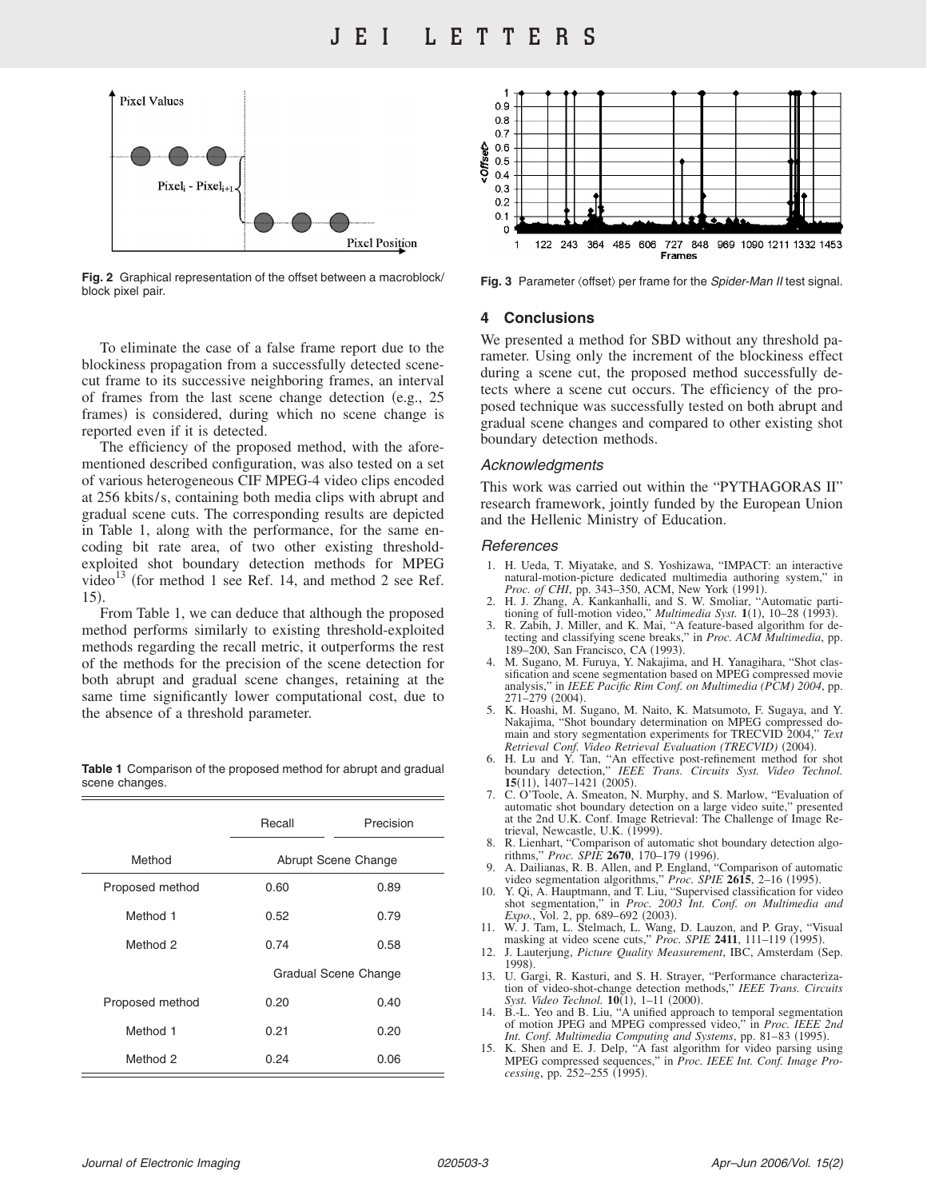Pixel Values

Pixel$_i$ - Pixel$_{i+1}$

Pixel Position

**Fig. 2** Graphical representation of the offset between a macroblock/block pixel pair.

To eliminate the case of a false frame report due to the blockiness propagation from a successfully detected scene-cut frame to its successive neighboring frames, an interval of frames from the last scene change detection (e.g., 25 frames) is considered, during which no scene change is reported even if it is detected.

The efficiency of the proposed method, with the aforementioned described configuration, was also tested on a set of various heterogeneous CIF MPEG-4 video clips encoded at 256 kbits/s, containing both media clips with abrupt and gradual scene cuts. The corresponding results are depicted in Table 1, along with the performance, for the same encoding bit rate area, of two other existing threshold-exploited shot boundary detection methods for MPEG video[13] (for method 1 see Ref. 14, and method 2 see Ref. 15).

From Table 1, we can deduce that although the proposed method performs similarly to existing threshold-exploited methods regarding the recall metric, it outperforms the rest of the methods for the precision of the scene detection for both abrupt and gradual scene changes, retaining at the same time significantly lower computational cost, due to the absence of a threshold parameter.

**Table 1** Comparison of the proposed method for abrupt and gradual scene changes.

| Method | Recall | Precision |
|---|---|---|
| | Abrupt Scene Change | |
| Proposed method | 0.60 | 0.89 |
| Method 1 | 0.52 | 0.79 |
| Method 2 | 0.74 | 0.58 |
| | Gradual Scene Change | |
| Proposed method | 0.20 | 0.40 |
| Method 1 | 0.21 | 0.20 |
| Method 2 | 0.24 | 0.06 |

1
0.9
0.8
0.7
0.6
0.5
0.4
0.3
0.2
0.1
0

<Offset>

1 122 243 364 485 606 727 848 969 1090 1211 1332 1453

Frames

**Fig. 3** Parameter ⟨offset⟩ per frame for the *Spider-Man II* test signal.

## 4 Conclusions

We presented a method for SBD without any threshold parameter. Using only the increment of the blockiness effect during a scene cut, the proposed method successfully detects where a scene cut occurs. The efficiency of the proposed technique was successfully tested on both abrupt and gradual scene changes and compared to other existing shot boundary detection methods.

### *Acknowledgments*

This work was carried out within the "PYTHAGORAS II" research framework, jointly funded by the European Union and the Hellenic Ministry of Education.

### *References*

1. H. Ueda, T. Miyatake, and S. Yoshizawa, "IMPACT: an interactive natural-motion-picture dedicated multimedia authoring system," in *Proc. of CHI*, pp. 343–350, ACM, New York (1991).
2. H. J. Zhang, A. Kankanhalli, and S. W. Smoliar, "Automatic partitioning of full-motion video," *Multimedia Syst.* **1**(1), 10–28 (1993).
3. R. Zabih, J. Miller, and K. Mai, "A feature-based algorithm for detecting and classifying scene breaks," in *Proc. ACM Multimedia*, pp. 189–200, San Francisco, CA (1993).
4. M. Sugano, M. Furuya, Y. Nakajima, and H. Yanagihara, "Shot classification and scene segmentation based on MPEG compressed movie analysis," in *IEEE Pacific Rim Conf. on Multimedia (PCM) 2004*, pp. 271–279 (2004).
5. K. Hoashi, M. Sugano, M. Naito, K. Matsumoto, F. Sugaya, and Y. Nakajima, "Shot boundary determination on MPEG compressed domain and story segmentation experiments for TRECVID 2004," *Text Retrieval Conf. Video Retrieval Evaluation (TRECVID)* (2004).
6. H. Lu and Y. Tan, "An effective post-refinement method for shot boundary detection," *IEEE Trans. Circuits Syst. Video Technol.* **15**(11), 1407–1421 (2005).
7. C. O'Toole, A. Smeaton, N. Murphy, and S. Marlow, "Evaluation of automatic shot boundary detection on a large video suite," presented at the 2nd U.K. Conf. Image Retrieval: The Challenge of Image Retrieval, Newcastle, U.K. (1999).
8. R. Lienhart, "Comparison of automatic shot boundary detection algorithms," *Proc. SPIE* **2670**, 170–179 (1996).
9. A. Dailianas, R. B. Allen, and P. England, "Comparison of automatic video segmentation algorithms," *Proc. SPIE* **2615**, 2–16 (1995).
10. Y. Qi, A. Hauptmann, and T. Liu, "Supervised classification for video shot segmentation," in *Proc. 2003 Int. Conf. on Multimedia and Expo.*, Vol. 2, pp. 689–692 (2003).
11. W. J. Tam, L. Stelmach, L. Wang, D. Lauzon, and P. Gray, "Visual masking at video scene cuts," *Proc. SPIE* **2411**, 111–119 (1995).
12. J. Lauterjung, *Picture Quality Measurement*, IBC, Amsterdam (Sep. 1998).
13. U. Gargi, R. Kasturi, and S. H. Strayer, "Performance characterization of video-shot-change detection methods," *IEEE Trans. Circuits Syst. Video Technol.* **10**(1), 1–11 (2000).
14. B.-L. Yeo and B. Liu, "A unified approach to temporal segmentation of motion JPEG and MPEG compressed video," in *Proc. IEEE 2nd Int. Conf. Multimedia Computing and Systems*, pp. 81–83 (1995).
15. K. Shen and E. J. Delp, "A fast algorithm for video parsing using MPEG compressed sequences," in *Proc. IEEE Int. Conf. Image Processing*, pp. 252–255 (1995).